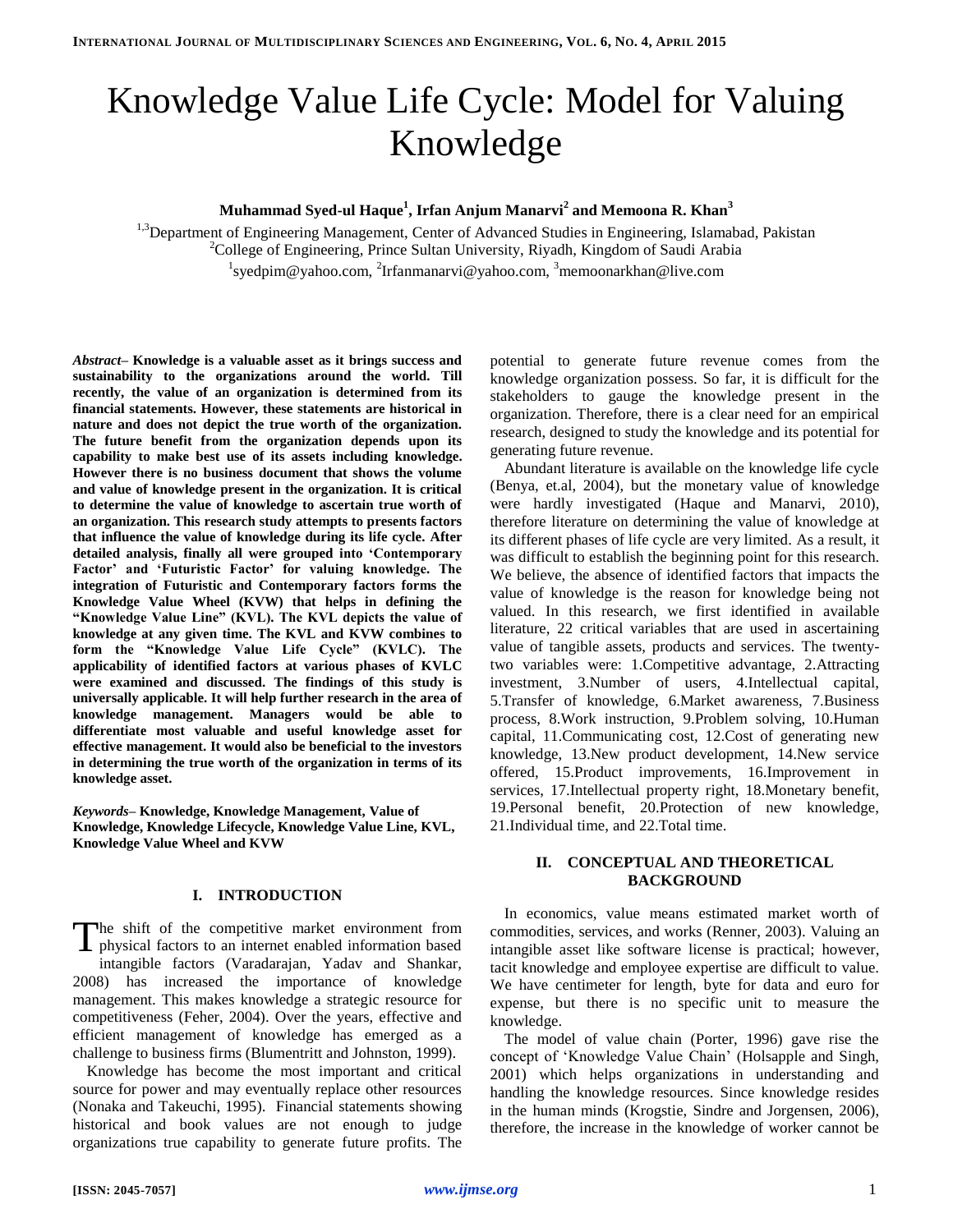# Knowledge Value Life Cycle: Model for Valuing Knowledge

**Muhammad Syed-ul Haque[1], Irfan Anjum Manarvi[2] and Memoona R. Khan[3]**

[1,3]Department of Engineering Management, Center of Advanced Studies in Engineering, Islamabad, Pakistan
[2]College of Engineering, Prince Sultan University, Riyadh, Kingdom of Saudi Arabia
[1]syedpim@yahoo.com, [2]Irfanmanarvi@yahoo.com, [3]memoonarkhan@live.com

***Abstract*– Knowledge is a valuable asset as it brings success and sustainability to the organizations around the world. Till recently, the value of an organization is determined from its financial statements. However, these statements are historical in nature and does not depict the true worth of the organization. The future benefit from the organization depends upon its capability to make best use of its assets including knowledge. However there is no business document that shows the volume and value of knowledge present in the organization. It is critical to determine the value of knowledge to ascertain true worth of an organization. This research study attempts to presents factors that influence the value of knowledge during its life cycle. After detailed analysis, finally all were grouped into 'Contemporary Factor' and 'Futuristic Factor' for valuing knowledge. The integration of Futuristic and Contemporary factors forms the Knowledge Value Wheel (KVW) that helps in defining the "Knowledge Value Line" (KVL). The KVL depicts the value of knowledge at any given time. The KVL and KVW combines to form the "Knowledge Value Life Cycle" (KVLC). The applicability of identified factors at various phases of KVLC were examined and discussed. The findings of this study is universally applicable. It will help further research in the area of knowledge management. Managers would be able to differentiate most valuable and useful knowledge asset for effective management. It would also be beneficial to the investors in determining the true worth of the organization in terms of its knowledge asset.**

***Keywords*– Knowledge, Knowledge Management, Value of Knowledge, Knowledge Lifecycle, Knowledge Value Line, KVL, Knowledge Value Wheel and KVW**

## I. INTRODUCTION

The shift of the competitive market environment from physical factors to an internet enabled information based intangible factors (Varadarajan, Yadav and Shankar, 2008) has increased the importance of knowledge management. This makes knowledge a strategic resource for competitiveness (Feher, 2004). Over the years, effective and efficient management of knowledge has emerged as a challenge to business firms (Blumentritt and Johnston, 1999).

Knowledge has become the most important and critical source for power and may eventually replace other resources (Nonaka and Takeuchi, 1995). Financial statements showing historical and book values are not enough to judge organizations true capability to generate future profits. The potential to generate future revenue comes from the knowledge organization possess. So far, it is difficult for the stakeholders to gauge the knowledge present in the organization. Therefore, there is a clear need for an empirical research, designed to study the knowledge and its potential for generating future revenue.

Abundant literature is available on the knowledge life cycle (Benya, et.al, 2004), but the monetary value of knowledge were hardly investigated (Haque and Manarvi, 2010), therefore literature on determining the value of knowledge at its different phases of life cycle are very limited. As a result, it was difficult to establish the beginning point for this research. We believe, the absence of identified factors that impacts the value of knowledge is the reason for knowledge being not valued. In this research, we first identified in available literature, 22 critical variables that are used in ascertaining value of tangible assets, products and services. The twenty-two variables were: 1.Competitive advantage, 2.Attracting investment, 3.Number of users, 4.Intellectual capital, 5.Transfer of knowledge, 6.Market awareness, 7.Business process, 8.Work instruction, 9.Problem solving, 10.Human capital, 11.Communicating cost, 12.Cost of generating new knowledge, 13.New product development, 14.New service offered, 15.Product improvements, 16.Improvement in services, 17.Intellectual property right, 18.Monetary benefit, 19.Personal benefit, 20.Protection of new knowledge, 21.Individual time, and 22.Total time.

## II. CONCEPTUAL AND THEORETICAL BACKGROUND

In economics, value means estimated market worth of commodities, services, and works (Renner, 2003). Valuing an intangible asset like software license is practical; however, tacit knowledge and employee expertise are difficult to value. We have centimeter for length, byte for data and euro for expense, but there is no specific unit to measure the knowledge.

The model of value chain (Porter, 1996) gave rise the concept of 'Knowledge Value Chain' (Holsapple and Singh, 2001) which helps organizations in understanding and handling the knowledge resources. Since knowledge resides in the human minds (Krogstie, Sindre and Jorgensen, 2006), therefore, the increase in the knowledge of worker cannot be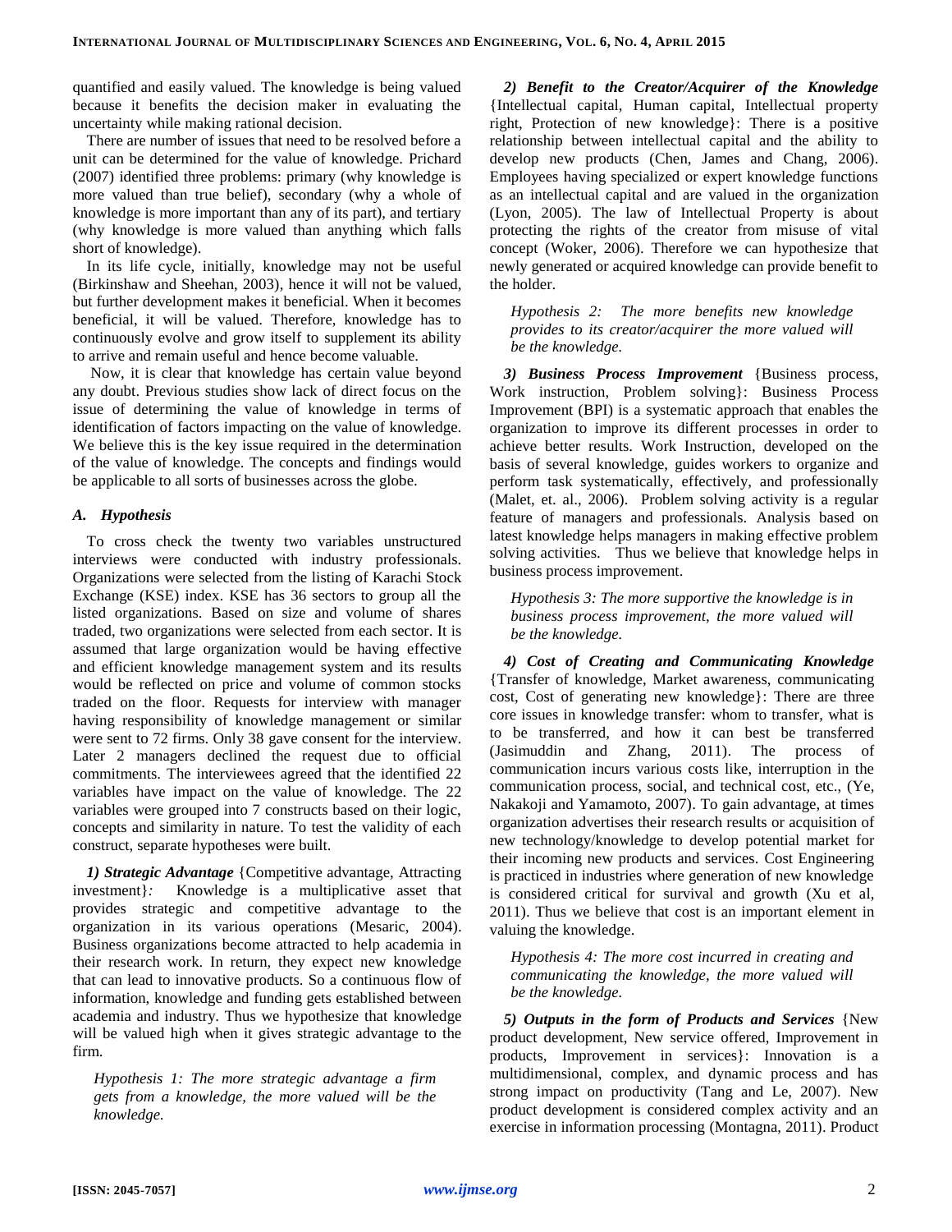quantified and easily valued. The knowledge is being valued because it benefits the decision maker in evaluating the uncertainty while making rational decision.

There are number of issues that need to be resolved before a unit can be determined for the value of knowledge. Prichard (2007) identified three problems: primary (why knowledge is more valued than true belief), secondary (why a whole of knowledge is more important than any of its part), and tertiary (why knowledge is more valued than anything which falls short of knowledge).

In its life cycle, initially, knowledge may not be useful (Birkinshaw and Sheehan, 2003), hence it will not be valued, but further development makes it beneficial. When it becomes beneficial, it will be valued. Therefore, knowledge has to continuously evolve and grow itself to supplement its ability to arrive and remain useful and hence become valuable.

Now, it is clear that knowledge has certain value beyond any doubt. Previous studies show lack of direct focus on the issue of determining the value of knowledge in terms of identification of factors impacting on the value of knowledge. We believe this is the key issue required in the determination of the value of knowledge. The concepts and findings would be applicable to all sorts of businesses across the globe.

### *A. Hypothesis*

To cross check the twenty two variables unstructured interviews were conducted with industry professionals. Organizations were selected from the listing of Karachi Stock Exchange (KSE) index. KSE has 36 sectors to group all the listed organizations. Based on size and volume of shares traded, two organizations were selected from each sector. It is assumed that large organization would be having effective and efficient knowledge management system and its results would be reflected on price and volume of common stocks traded on the floor. Requests for interview with manager having responsibility of knowledge management or similar were sent to 72 firms. Only 38 gave consent for the interview. Later 2 managers declined the request due to official commitments. The interviewees agreed that the identified 22 variables have impact on the value of knowledge. The 22 variables were grouped into 7 constructs based on their logic, concepts and similarity in nature. To test the validity of each construct, separate hypotheses were built.

***1) Strategic Advantage*** {Competitive advantage, Attracting investment}*:* Knowledge is a multiplicative asset that provides strategic and competitive advantage to the organization in its various operations (Mesaric, 2004). Business organizations become attracted to help academia in their research work. In return, they expect new knowledge that can lead to innovative products. So a continuous flow of information, knowledge and funding gets established between academia and industry. Thus we hypothesize that knowledge will be valued high when it gives strategic advantage to the firm.

> *Hypothesis 1: The more strategic advantage a firm gets from a knowledge, the more valued will be the knowledge.*

***2) Benefit to the Creator/Acquirer of the Knowledge*** {Intellectual capital, Human capital, Intellectual property right, Protection of new knowledge}: There is a positive relationship between intellectual capital and the ability to develop new products (Chen, James and Chang, 2006). Employees having specialized or expert knowledge functions as an intellectual capital and are valued in the organization (Lyon, 2005). The law of Intellectual Property is about protecting the rights of the creator from misuse of vital concept (Woker, 2006). Therefore we can hypothesize that newly generated or acquired knowledge can provide benefit to the holder.

> *Hypothesis 2: The more benefits new knowledge provides to its creator/acquirer the more valued will be the knowledge.*

***3) Business Process Improvement*** {Business process, Work instruction, Problem solving}: Business Process Improvement (BPI) is a systematic approach that enables the organization to improve its different processes in order to achieve better results. Work Instruction, developed on the basis of several knowledge, guides workers to organize and perform task systematically, effectively, and professionally (Malet, et. al., 2006). Problem solving activity is a regular feature of managers and professionals. Analysis based on latest knowledge helps managers in making effective problem solving activities. Thus we believe that knowledge helps in business process improvement.

> *Hypothesis 3: The more supportive the knowledge is in business process improvement, the more valued will be the knowledge.*

***4) Cost of Creating and Communicating Knowledge*** {Transfer of knowledge, Market awareness, communicating cost, Cost of generating new knowledge}: There are three core issues in knowledge transfer: whom to transfer, what is to be transferred, and how it can best be transferred (Jasimuddin and Zhang, 2011). The process of communication incurs various costs like, interruption in the communication process, social, and technical cost, etc., (Ye, Nakakoji and Yamamoto, 2007). To gain advantage, at times organization advertises their research results or acquisition of new technology/knowledge to develop potential market for their incoming new products and services. Cost Engineering is practiced in industries where generation of new knowledge is considered critical for survival and growth (Xu et al, 2011). Thus we believe that cost is an important element in valuing the knowledge.

> *Hypothesis 4: The more cost incurred in creating and communicating the knowledge, the more valued will be the knowledge.*

***5) Outputs in the form of Products and Services*** {New product development, New service offered, Improvement in products, Improvement in services}: Innovation is a multidimensional, complex, and dynamic process and has strong impact on productivity (Tang and Le, 2007). New product development is considered complex activity and an exercise in information processing (Montagna, 2011). Product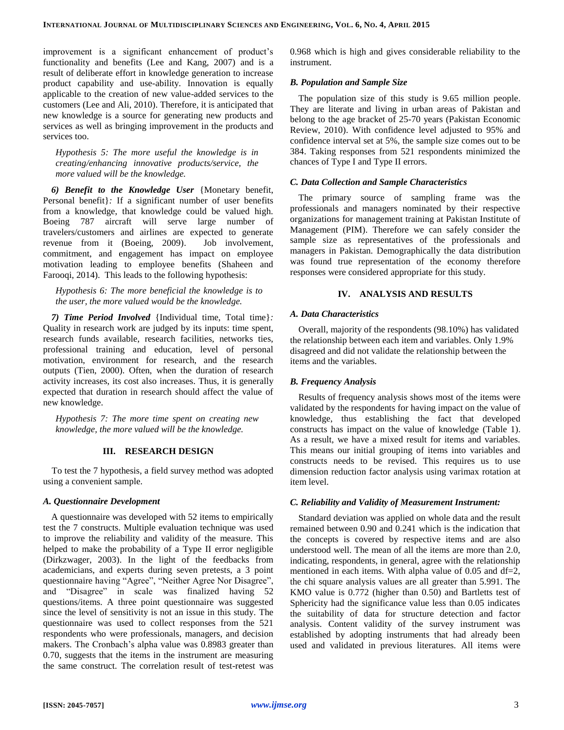improvement is a significant enhancement of product's functionality and benefits (Lee and Kang, 2007) and is a result of deliberate effort in knowledge generation to increase product capability and use-ability. Innovation is equally applicable to the creation of new value-added services to the customers (Lee and Ali, 2010). Therefore, it is anticipated that new knowledge is a source for generating new products and services as well as bringing improvement in the products and services too.

*Hypothesis 5: The more useful the knowledge is in creating/enhancing innovative products/service, the more valued will be the knowledge.*

***6) Benefit to the Knowledge User*** {Monetary benefit, Personal benefit}*:* If a significant number of user benefits from a knowledge, that knowledge could be valued high. Boeing 787 aircraft will serve large number of travelers/customers and airlines are expected to generate revenue from it (Boeing, 2009). Job involvement, commitment, and engagement has impact on employee motivation leading to employee benefits (Shaheen and Farooqi, 2014). This leads to the following hypothesis:

*Hypothesis 6: The more beneficial the knowledge is to the user, the more valued would be the knowledge.*

***7) Time Period Involved*** {Individual time, Total time}*:* Quality in research work are judged by its inputs: time spent, research funds available, research facilities, networks ties, professional training and education, level of personal motivation, environment for research, and the research outputs (Tien, 2000). Often, when the duration of research activity increases, its cost also increases. Thus, it is generally expected that duration in research should affect the value of new knowledge.

*Hypothesis 7: The more time spent on creating new knowledge, the more valued will be the knowledge.*

## III. RESEARCH DESIGN

To test the 7 hypothesis, a field survey method was adopted using a convenient sample.

### *A. Questionnaire Development*

A questionnaire was developed with 52 items to empirically test the 7 constructs. Multiple evaluation technique was used to improve the reliability and validity of the measure. This helped to make the probability of a Type II error negligible (Dirkzwager, 2003). In the light of the feedbacks from academicians, and experts during seven pretests, a 3 point questionnaire having "Agree", "Neither Agree Nor Disagree", and "Disagree" in scale was finalized having 52 questions/items. A three point questionnaire was suggested since the level of sensitivity is not an issue in this study. The questionnaire was used to collect responses from the 521 respondents who were professionals, managers, and decision makers. The Cronbach's alpha value was 0.8983 greater than 0.70, suggests that the items in the instrument are measuring the same construct. The correlation result of test-retest was 0.968 which is high and gives considerable reliability to the instrument.

### *B. Population and Sample Size*

The population size of this study is 9.65 million people. They are literate and living in urban areas of Pakistan and belong to the age bracket of 25-70 years (Pakistan Economic Review, 2010). With confidence level adjusted to 95% and confidence interval set at 5%, the sample size comes out to be 384. Taking responses from 521 respondents minimized the chances of Type I and Type II errors.

### *C. Data Collection and Sample Characteristics*

The primary source of sampling frame was the professionals and managers nominated by their respective organizations for management training at Pakistan Institute of Management (PIM). Therefore we can safely consider the sample size as representatives of the professionals and managers in Pakistan. Demographically the data distribution was found true representation of the economy therefore responses were considered appropriate for this study.

## IV. ANALYSIS AND RESULTS

### *A. Data Characteristics*

Overall, majority of the respondents (98.10%) has validated the relationship between each item and variables. Only 1.9% disagreed and did not validate the relationship between the items and the variables.

### *B. Frequency Analysis*

Results of frequency analysis shows most of the items were validated by the respondents for having impact on the value of knowledge, thus establishing the fact that developed constructs has impact on the value of knowledge (Table 1). As a result, we have a mixed result for items and variables. This means our initial grouping of items into variables and constructs needs to be revised. This requires us to use dimension reduction factor analysis using varimax rotation at item level.

### *C. Reliability and Validity of Measurement Instrument:*

Standard deviation was applied on whole data and the result remained between 0.90 and 0.241 which is the indication that the concepts is covered by respective items and are also understood well. The mean of all the items are more than 2.0, indicating, respondents, in general, agree with the relationship mentioned in each items. With alpha value of 0.05 and df=2, the chi square analysis values are all greater than 5.991. The KMO value is 0.772 (higher than 0.50) and Bartletts test of Sphericity had the significance value less than 0.05 indicates the suitability of data for structure detection and factor analysis. Content validity of the survey instrument was established by adopting instruments that had already been used and validated in previous literatures. All items were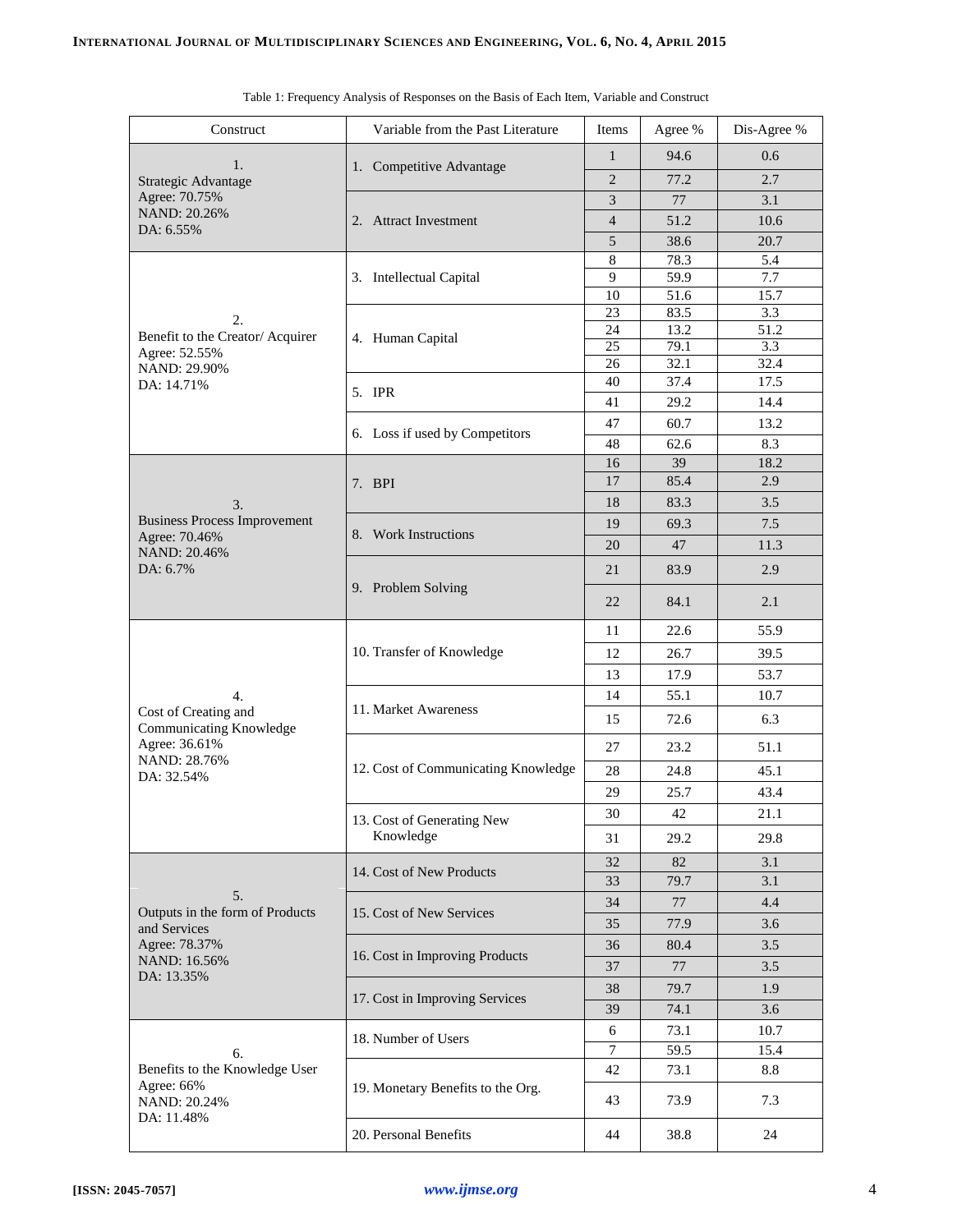Table 1: Frequency Analysis of Responses on the Basis of Each Item, Variable and Construct

| Construct | Variable from the Past Literature | Items | Agree % | Dis-Agree % |
|---|---|---|---|---|
| 1. Strategic Advantage Agree: 70.75% NAND: 20.26% DA: 6.55% | 1. Competitive Advantage | 1 | 94.6 | 0.6 |
| | | 2 | 77.2 | 2.7 |
| | 2. Attract Investment | 3 | 77 | 3.1 |
| | | 4 | 51.2 | 10.6 |
| | | 5 | 38.6 | 20.7 |
| 2. Benefit to the Creator/ Acquirer Agree: 52.55% NAND: 29.90% DA: 14.71% | 3. Intellectual Capital | 8 | 78.3 | 5.4 |
| | | 9 | 59.9 | 7.7 |
| | | 10 | 51.6 | 15.7 |
| | 4. Human Capital | 23 | 83.5 | 3.3 |
| | | 24 | 13.2 | 51.2 |
| | | 25 | 79.1 | 3.3 |
| | | 26 | 32.1 | 32.4 |
| | 5. IPR | 40 | 37.4 | 17.5 |
| | | 41 | 29.2 | 14.4 |
| | 6. Loss if used by Competitors | 47 | 60.7 | 13.2 |
| | | 48 | 62.6 | 8.3 |
| 3. Business Process Improvement Agree: 70.46% NAND: 20.46% DA: 6.7% | 7. BPI | 16 | 39 | 18.2 |
| | | 17 | 85.4 | 2.9 |
| | | 18 | 83.3 | 3.5 |
| | 8. Work Instructions | 19 | 69.3 | 7.5 |
| | | 20 | 47 | 11.3 |
| | 9. Problem Solving | 21 | 83.9 | 2.9 |
| | | 22 | 84.1 | 2.1 |
| 4. Cost of Creating and Communicating Knowledge Agree: 36.61% NAND: 28.76% DA: 32.54% | 10. Transfer of Knowledge | 11 | 22.6 | 55.9 |
| | | 12 | 26.7 | 39.5 |
| | | 13 | 17.9 | 53.7 |
| | 11. Market Awareness | 14 | 55.1 | 10.7 |
| | | 15 | 72.6 | 6.3 |
| | 12. Cost of Communicating Knowledge | 27 | 23.2 | 51.1 |
| | | 28 | 24.8 | 45.1 |
| | | 29 | 25.7 | 43.4 |
| | 13. Cost of Generating New Knowledge | 30 | 42 | 21.1 |
| | | 31 | 29.2 | 29.8 |
| 5. Outputs in the form of Products and Services Agree: 78.37% NAND: 16.56% DA: 13.35% | 14. Cost of New Products | 32 | 82 | 3.1 |
| | | 33 | 79.7 | 3.1 |
| | 15. Cost of New Services | 34 | 77 | 4.4 |
| | | 35 | 77.9 | 3.6 |
| | 16. Cost in Improving Products | 36 | 80.4 | 3.5 |
| | | 37 | 77 | 3.5 |
| | 17. Cost in Improving Services | 38 | 79.7 | 1.9 |
| | | 39 | 74.1 | 3.6 |
| 6. Benefits to the Knowledge User Agree: 66% NAND: 20.24% DA: 11.48% | 18. Number of Users | 6 | 73.1 | 10.7 |
| | | 7 | 59.5 | 15.4 |
| | 19. Monetary Benefits to the Org. | 42 | 73.1 | 8.8 |
| | | 43 | 73.9 | 7.3 |
| | 20. Personal Benefits | 44 | 38.8 | 24 |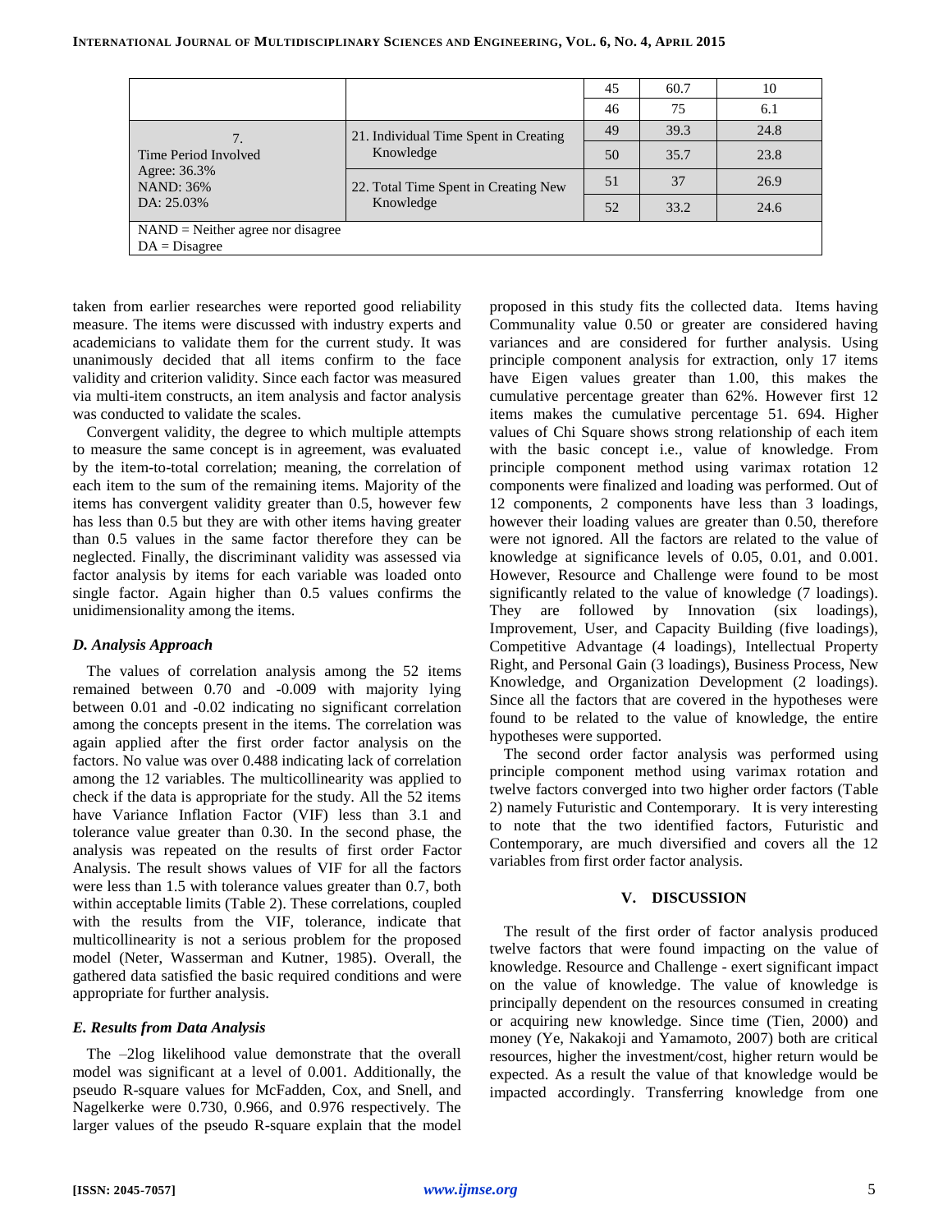| | | | | |
|---|---|---|---|---|
| | | 45 | 60.7 | 10 |
| | | 46 | 75 | 6.1 |
| 7. Time Period Involved Agree: 36.3% NAND: 36% DA: 25.03% | 21. Individual Time Spent in Creating Knowledge | 49 | 39.3 | 24.8 |
| | | 50 | 35.7 | 23.8 |
| | 22. Total Time Spent in Creating New Knowledge | 51 | 37 | 26.9 |
| | | 52 | 33.2 | 24.6 |
| NAND = Neither agree nor disagree DA = Disagree | | | | |

taken from earlier researches were reported good reliability measure. The items were discussed with industry experts and academicians to validate them for the current study. It was unanimously decided that all items confirm to the face validity and criterion validity. Since each factor was measured via multi-item constructs, an item analysis and factor analysis was conducted to validate the scales.

Convergent validity, the degree to which multiple attempts to measure the same concept is in agreement, was evaluated by the item-to-total correlation; meaning, the correlation of each item to the sum of the remaining items. Majority of the items has convergent validity greater than 0.5, however few has less than 0.5 but they are with other items having greater than 0.5 values in the same factor therefore they can be neglected. Finally, the discriminant validity was assessed via factor analysis by items for each variable was loaded onto single factor. Again higher than 0.5 values confirms the unidimensionality among the items.

### D. Analysis Approach

The values of correlation analysis among the 52 items remained between 0.70 and -0.009 with majority lying between 0.01 and -0.02 indicating no significant correlation among the concepts present in the items. The correlation was again applied after the first order factor analysis on the factors. No value was over 0.488 indicating lack of correlation among the 12 variables. The multicollinearity was applied to check if the data is appropriate for the study. All the 52 items have Variance Inflation Factor (VIF) less than 3.1 and tolerance value greater than 0.30. In the second phase, the analysis was repeated on the results of first order Factor Analysis. The result shows values of VIF for all the factors were less than 1.5 with tolerance values greater than 0.7, both within acceptable limits (Table 2). These correlations, coupled with the results from the VIF, tolerance, indicate that multicollinearity is not a serious problem for the proposed model (Neter, Wasserman and Kutner, 1985). Overall, the gathered data satisfied the basic required conditions and were appropriate for further analysis.

### E. Results from Data Analysis

The –2log likelihood value demonstrate that the overall model was significant at a level of 0.001. Additionally, the pseudo R-square values for McFadden, Cox, and Snell, and Nagelkerke were 0.730, 0.966, and 0.976 respectively. The larger values of the pseudo R-square explain that the model proposed in this study fits the collected data. Items having Communality value 0.50 or greater are considered having variances and are considered for further analysis. Using principle component analysis for extraction, only 17 items have Eigen values greater than 1.00, this makes the cumulative percentage greater than 62%. However first 12 items makes the cumulative percentage 51. 694. Higher values of Chi Square shows strong relationship of each item with the basic concept i.e., value of knowledge. From principle component method using varimax rotation 12 components were finalized and loading was performed. Out of 12 components, 2 components have less than 3 loadings, however their loading values are greater than 0.50, therefore were not ignored. All the factors are related to the value of knowledge at significance levels of 0.05, 0.01, and 0.001. However, Resource and Challenge were found to be most significantly related to the value of knowledge (7 loadings). They are followed by Innovation (six loadings), Improvement, User, and Capacity Building (five loadings), Competitive Advantage (4 loadings), Intellectual Property Right, and Personal Gain (3 loadings), Business Process, New Knowledge, and Organization Development (2 loadings). Since all the factors that are covered in the hypotheses were found to be related to the value of knowledge, the entire hypotheses were supported.

The second order factor analysis was performed using principle component method using varimax rotation and twelve factors converged into two higher order factors (Table 2) namely Futuristic and Contemporary. It is very interesting to note that the two identified factors, Futuristic and Contemporary, are much diversified and covers all the 12 variables from first order factor analysis.

## V. DISCUSSION

The result of the first order of factor analysis produced twelve factors that were found impacting on the value of knowledge. Resource and Challenge - exert significant impact on the value of knowledge. The value of knowledge is principally dependent on the resources consumed in creating or acquiring new knowledge. Since time (Tien, 2000) and money (Ye, Nakakoji and Yamamoto, 2007) both are critical resources, higher the investment/cost, higher return would be expected. As a result the value of that knowledge would be impacted accordingly. Transferring knowledge from one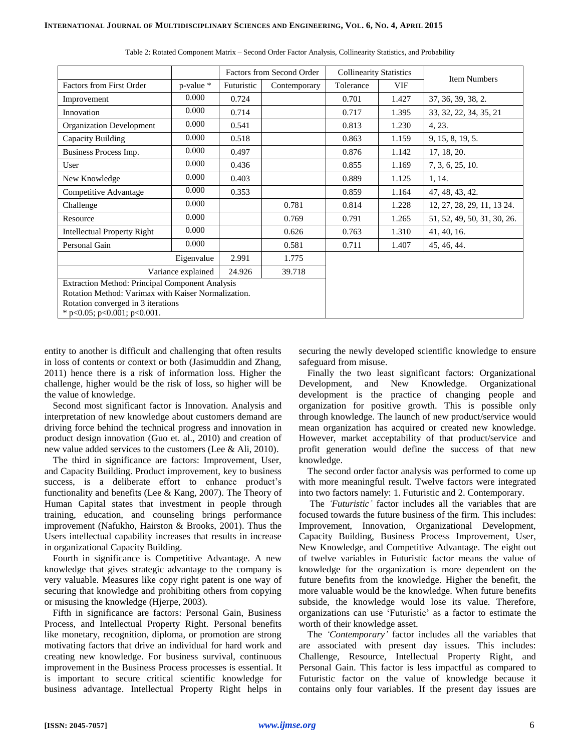Table 2: Rotated Component Matrix – Second Order Factor Analysis, Collinearity Statistics, and Probability

| | | Factors from Second Order | | Collinearity Statistics | | Item Numbers |
|---|---|---|---|---|---|---|
| Factors from First Order | p-value * | Futuristic | Contemporary | Tolerance | VIF | |
| Improvement | 0.000 | 0.724 | | 0.701 | 1.427 | 37, 36, 39, 38, 2. |
| Innovation | 0.000 | 0.714 | | 0.717 | 1.395 | 33, 32, 22, 34, 35, 21 |
| Organization Development | 0.000 | 0.541 | | 0.813 | 1.230 | 4, 23. |
| Capacity Building | 0.000 | 0.518 | | 0.863 | 1.159 | 9, 15, 8, 19, 5. |
| Business Process Imp. | 0.000 | 0.497 | | 0.876 | 1.142 | 17, 18, 20. |
| User | 0.000 | 0.436 | | 0.855 | 1.169 | 7, 3, 6, 25, 10. |
| New Knowledge | 0.000 | 0.403 | | 0.889 | 1.125 | 1, 14. |
| Competitive Advantage | 0.000 | 0.353 | | 0.859 | 1.164 | 47, 48, 43, 42. |
| Challenge | 0.000 | | 0.781 | 0.814 | 1.228 | 12, 27, 28, 29, 11, 13 24. |
| Resource | 0.000 | | 0.769 | 0.791 | 1.265 | 51, 52, 49, 50, 31, 30, 26. |
| Intellectual Property Right | 0.000 | | 0.626 | 0.763 | 1.310 | 41, 40, 16. |
| Personal Gain | 0.000 | | 0.581 | 0.711 | 1.407 | 45, 46, 44. |
| | Eigenvalue | 2.991 | 1.775 | | | |
| | Variance explained | 24.926 | 39.718 | | | |

Extraction Method: Principal Component Analysis
Rotation Method: Varimax with Kaiser Normalization.
Rotation converged in 3 iterations
* $p<0.05$; $p<0.001$; $p<0.001$.

entity to another is difficult and challenging that often results in loss of contents or context or both (Jasimuddin and Zhang, 2011) hence there is a risk of information loss. Higher the challenge, higher would be the risk of loss, so higher will be the value of knowledge.

Second most significant factor is Innovation. Analysis and interpretation of new knowledge about customers demand are driving force behind the technical progress and innovation in product design innovation (Guo et. al., 2010) and creation of new value added services to the customers (Lee & Ali, 2010).

The third in significance are factors: Improvement, User, and Capacity Building. Product improvement, key to business success, is a deliberate effort to enhance product's functionality and benefits (Lee & Kang, 2007). The Theory of Human Capital states that investment in people through training, education, and counseling brings performance improvement (Nafukho, Hairston & Brooks, 2001). Thus the Users intellectual capability increases that results in increase in organizational Capacity Building.

Fourth in significance is Competitive Advantage. A new knowledge that gives strategic advantage to the company is very valuable. Measures like copy right patent is one way of securing that knowledge and prohibiting others from copying or misusing the knowledge (Hjerpe, 2003).

Fifth in significance are factors: Personal Gain, Business Process, and Intellectual Property Right. Personal benefits like monetary, recognition, diploma, or promotion are strong motivating factors that drive an individual for hard work and creating new knowledge. For business survival, continuous improvement in the Business Process processes is essential. It is important to secure critical scientific knowledge for business advantage. Intellectual Property Right helps in securing the newly developed scientific knowledge to ensure safeguard from misuse.

Finally the two least significant factors: Organizational Development, and New Knowledge. Organizational development is the practice of changing people and organization for positive growth. This is possible only through knowledge. The launch of new product/service would mean organization has acquired or created new knowledge. However, market acceptability of that product/service and profit generation would define the success of that new knowledge.

The second order factor analysis was performed to come up with more meaningful result. Twelve factors were integrated into two factors namely: 1. Futuristic and 2. Contemporary.

The *'Futuristic'* factor includes all the variables that are focused towards the future business of the firm. This includes: Improvement, Innovation, Organizational Development, Capacity Building, Business Process Improvement, User, New Knowledge, and Competitive Advantage. The eight out of twelve variables in Futuristic factor means the value of knowledge for the organization is more dependent on the future benefits from the knowledge. Higher the benefit, the more valuable would be the knowledge. When future benefits subside, the knowledge would lose its value. Therefore, organizations can use 'Futuristic' as a factor to estimate the worth of their knowledge asset.

The *'Contemporary'* factor includes all the variables that are associated with present day issues. This includes: Challenge, Resource, Intellectual Property Right, and Personal Gain. This factor is less impactful as compared to Futuristic factor on the value of knowledge because it contains only four variables. If the present day issues are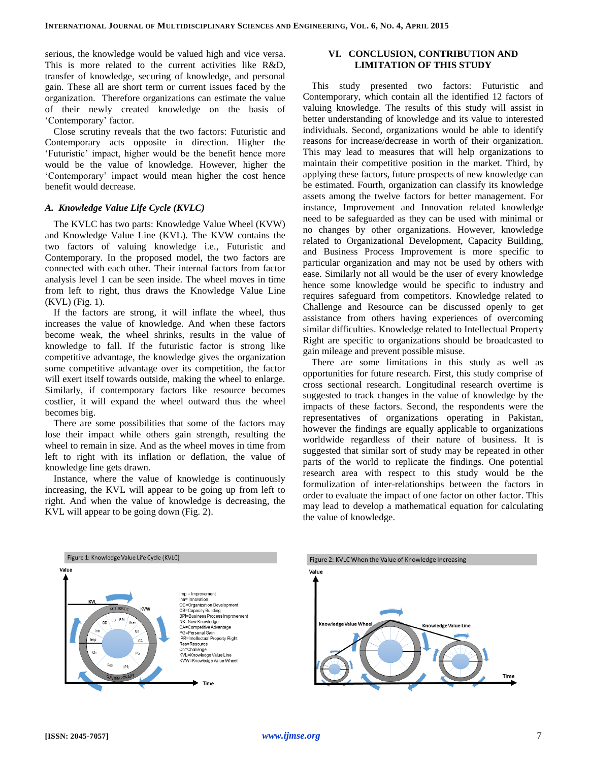serious, the knowledge would be valued high and vice versa. This is more related to the current activities like R&D, transfer of knowledge, securing of knowledge, and personal gain. These all are short term or current issues faced by the organization. Therefore organizations can estimate the value of their newly created knowledge on the basis of 'Contemporary' factor.

Close scrutiny reveals that the two factors: Futuristic and Contemporary acts opposite in direction. Higher the 'Futuristic' impact, higher would be the benefit hence more would be the value of knowledge. However, higher the 'Contemporary' impact would mean higher the cost hence benefit would decrease.

### *A. Knowledge Value Life Cycle (KVLC)*

The KVLC has two parts: Knowledge Value Wheel (KVW) and Knowledge Value Line (KVL). The KVW contains the two factors of valuing knowledge i.e., Futuristic and Contemporary. In the proposed model, the two factors are connected with each other. Their internal factors from factor analysis level 1 can be seen inside. The wheel moves in time from left to right, thus draws the Knowledge Value Line (KVL) (Fig. 1).

If the factors are strong, it will inflate the wheel, thus increases the value of knowledge. And when these factors become weak, the wheel shrinks, results in the value of knowledge to fall. If the futuristic factor is strong like competitive advantage, the knowledge gives the organization some competitive advantage over its competition, the factor will exert itself towards outside, making the wheel to enlarge. Similarly, if contemporary factors like resource becomes costlier, it will expand the wheel outward thus the wheel becomes big.

There are some possibilities that some of the factors may lose their impact while others gain strength, resulting the wheel to remain in size. And as the wheel moves in time from left to right with its inflation or deflation, the value of knowledge line gets drawn.

Instance, where the value of knowledge is continuously increasing, the KVL will appear to be going up from left to right. And when the value of knowledge is decreasing, the KVL will appear to be going down (Fig. 2).

## VI. CONCLUSION, CONTRIBUTION AND LIMITATION OF THIS STUDY

This study presented two factors: Futuristic and Contemporary, which contain all the identified 12 factors of valuing knowledge. The results of this study will assist in better understanding of knowledge and its value to interested individuals. Second, organizations would be able to identify reasons for increase/decrease in worth of their organization. This may lead to measures that will help organizations to maintain their competitive position in the market. Third, by applying these factors, future prospects of new knowledge can be estimated. Fourth, organization can classify its knowledge assets among the twelve factors for better management. For instance, Improvement and Innovation related knowledge need to be safeguarded as they can be used with minimal or no changes by other organizations. However, knowledge related to Organizational Development, Capacity Building, and Business Process Improvement is more specific to particular organization and may not be used by others with ease. Similarly not all would be the user of every knowledge hence some knowledge would be specific to industry and requires safeguard from competitors. Knowledge related to Challenge and Resource can be discussed openly to get assistance from others having experiences of overcoming similar difficulties. Knowledge related to Intellectual Property Right are specific to organizations should be broadcasted to gain mileage and prevent possible misuse.

There are some limitations in this study as well as opportunities for future research. First, this study comprise of cross sectional research. Longitudinal research overtime is suggested to track changes in the value of knowledge by the impacts of these factors. Second, the respondents were the representatives of organizations operating in Pakistan, however the findings are equally applicable to organizations worldwide regardless of their nature of business. It is suggested that similar sort of study may be repeated in other parts of the world to replicate the findings. One potential research area with respect to this study would be the formulization of inter-relationships between the factors in order to evaluate the impact of one factor on other factor. This may lead to develop a mathematical equation for calculating the value of knowledge.

Figure 1: Knowledge Value Life Cycle (KVLC)

Imp = Improvement
Inn= Innovation
OD=Organization Development
CB=Capacity Building
BPI=Business Process Improvement
NK=New Knowledge
CA=Competitive Advantage
PG=Personal Gain
IPR=Intellectual Property Right
Res=Resource
Ch=Challenge
KVL=Knowledge Value Line
KVW=Knowledge Value Wheel

Figure 2: KVLC When the Value of Knowledge Increasing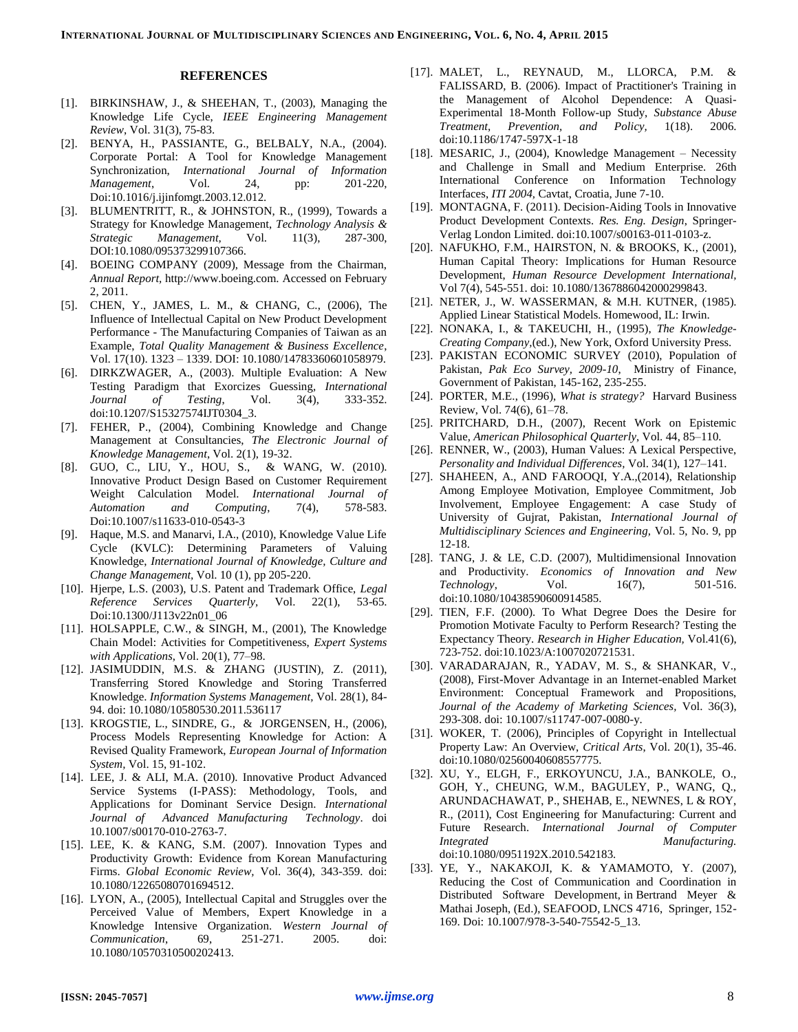## REFERENCES

[1]. BIRKINSHAW, J., & SHEEHAN, T., (2003), Managing the Knowledge Life Cycle, *IEEE Engineering Management Review*, Vol. 31(3), 75-83.

[2]. BENYA, H., PASSIANTE, G., BELBALY, N.A., (2004). Corporate Portal: A Tool for Knowledge Management Synchronization, *International Journal of Information Management*, Vol. 24, pp: 201-220, Doi:10.1016/j.ijinfomgt.2003.12.012.

[3]. BLUMENTRITT, R., & JOHNSTON, R., (1999), Towards a Strategy for Knowledge Management, *Technology Analysis & Strategic Management*, Vol. 11(3), 287-300, DOI:10.1080/095373299107366.

[4]. BOEING COMPANY (2009), Message from the Chairman, *Annual Report*, http://www.boeing.com. Accessed on February 2, 2011.

[5]. CHEN, Y., JAMES, L. M., & CHANG, C., (2006), The Influence of Intellectual Capital on New Product Development Performance - The Manufacturing Companies of Taiwan as an Example, *Total Quality Management & Business Excellence*, Vol. 17(10). 1323 – 1339. DOI: 10.1080/14783360601058979.

[6]. DIRKZWAGER, A., (2003). Multiple Evaluation: A New Testing Paradigm that Exorcizes Guessing, *International Journal of Testing*, Vol. 3(4), 333-352. doi:10.1207/S15327574IJT0304_3.

[7]. FEHER, P., (2004), Combining Knowledge and Change Management at Consultancies, *The Electronic Journal of Knowledge Management*, Vol. 2(1), 19-32.

[8]. GUO, C., LIU, Y., HOU, S., & WANG, W. (2010). Innovative Product Design Based on Customer Requirement Weight Calculation Model. *International Journal of Automation and Computing*, 7(4), 578-583. Doi:10.1007/s11633-010-0543-3

[9]. Haque, M.S. and Manarvi, I.A., (2010), Knowledge Value Life Cycle (KVLC): Determining Parameters of Valuing Knowledge, *International Journal of Knowledge, Culture and Change Management*, Vol. 10 (1), pp 205-220.

[10]. Hjerpe, L.S. (2003), U.S. Patent and Trademark Office, *Legal Reference Services Quarterly*, Vol. 22(1), 53-65. Doi:10.1300/J113v22n01_06

[11]. HOLSAPPLE, C.W., & SINGH, M., (2001), The Knowledge Chain Model: Activities for Competitiveness, *Expert Systems with Applications*, Vol. 20(1), 77–98.

[12]. JASIMUDDIN, M.S. & ZHANG (JUSTIN), Z. (2011), Transferring Stored Knowledge and Storing Transferred Knowledge. *Information Systems Management*, Vol. 28(1), 84-94. doi: 10.1080/10580530.2011.536117

[13]. KROGSTIE, L., SINDRE, G., & JORGENSEN, H., (2006), Process Models Representing Knowledge for Action: A Revised Quality Framework, *European Journal of Information System*, Vol. 15, 91-102.

[14]. LEE, J. & ALI, M.A. (2010). Innovative Product Advanced Service Systems (I-PASS): Methodology, Tools, and Applications for Dominant Service Design. *International Journal of Advanced Manufacturing Technology*. doi 10.1007/s00170-010-2763-7.

[15]. LEE, K. & KANG, S.M. (2007). Innovation Types and Productivity Growth: Evidence from Korean Manufacturing Firms. *Global Economic Review*, Vol. 36(4), 343-359. doi: 10.1080/12265080701694512.

[16]. LYON, A., (2005), Intellectual Capital and Struggles over the Perceived Value of Members, Expert Knowledge in a Knowledge Intensive Organization. *Western Journal of Communication*, 69, 251-271. 2005. doi: 10.1080/10570310500202413.

[17]. MALET, L., REYNAUD, M., LLORCA, P.M. & FALISSARD, B. (2006). Impact of Practitioner's Training in the Management of Alcohol Dependence: A Quasi-Experimental 18-Month Follow-up Study, *Substance Abuse Treatment, Prevention, and Policy,* 1(18). 2006. doi:10.1186/1747-597X-1-18

[18]. MESARIC, J., (2004), Knowledge Management – Necessity and Challenge in Small and Medium Enterprise. 26th International Conference on Information Technology Interfaces, *ITI 2004*, Cavtat, Croatia, June 7-10.

[19]. MONTAGNA, F. (2011). Decision-Aiding Tools in Innovative Product Development Contexts. *Res. Eng. Design*, Springer-Verlag London Limited. doi:10.1007/s00163-011-0103-z.

[20]. NAFUKHO, F.M., HAIRSTON, N. & BROOKS, K., (2001), Human Capital Theory: Implications for Human Resource Development, *Human Resource Development International*, Vol 7(4), 545-551. doi: 10.1080/1367886042000299843.

[21]. NETER, J., W. WASSERMAN, & M.H. KUTNER, (1985). Applied Linear Statistical Models. Homewood, IL: Irwin.

[22]. NONAKA, I., & TAKEUCHI, H., (1995), *The Knowledge-Creating Company*,(ed.), New York, Oxford University Press.

[23]. PAKISTAN ECONOMIC SURVEY (2010), Population of Pakistan, *Pak Eco Survey, 2009-10*, Ministry of Finance, Government of Pakistan, 145-162, 235-255.

[24]. PORTER, M.E., (1996), *What is strategy?* Harvard Business Review, Vol. 74(6), 61–78.

[25]. PRITCHARD, D.H., (2007), Recent Work on Epistemic Value, *American Philosophical Quarterly*, Vol. 44, 85–110.

[26]. RENNER, W., (2003), Human Values: A Lexical Perspective, *Personality and Individual Differences,* Vol. 34(1), 127–141.

[27]. SHAHEEN, A., AND FAROOQI, Y.A.,(2014), Relationship Among Employee Motivation, Employee Commitment, Job Involvement, Employee Engagement: A case Study of University of Gujrat, Pakistan, *International Journal of Multidisciplinary Sciences and Engineering,* Vol. 5, No. 9, pp 12-18.

[28]. TANG, J. & LE, C.D. (2007), Multidimensional Innovation and Productivity. *Economics of Innovation and New Technology,* Vol. 16(7), 501-516. doi:10.1080/10438590600914585.

[29]. TIEN, F.F. (2000). To What Degree Does the Desire for Promotion Motivate Faculty to Perform Research? Testing the Expectancy Theory. *Research in Higher Education,* Vol.41(6), 723-752. doi:10.1023/A:1007020721531.

[30]. VARADARAJAN, R., YADAV, M. S., & SHANKAR, V., (2008), First-Mover Advantage in an Internet-enabled Market Environment: Conceptual Framework and Propositions, *Journal of the Academy of Marketing Sciences*, Vol. 36(3), 293-308. doi: 10.1007/s11747-007-0080-y.

[31]. WOKER, T. (2006), Principles of Copyright in Intellectual Property Law: An Overview, *Critical Arts*, Vol. 20(1), 35-46. doi:10.1080/02560040608557775.

[32]. XU, Y., ELGH, F., ERKOYUNCU, J.A., BANKOLE, O., GOH, Y., CHEUNG, W.M., BAGULEY, P., WANG, Q., ARUNDACHAWAT, P., SHEHAB, E., NEWNES, L & ROY, R., (2011), Cost Engineering for Manufacturing: Current and Future Research. *International Journal of Computer Integrated Manufacturing.* doi:10.1080/0951192X.2010.542183.

[33]. YE, Y., NAKAKOJI, K. & YAMAMOTO, Y. (2007), Reducing the Cost of Communication and Coordination in Distributed Software Development, in Bertrand Meyer & Mathai Joseph, (Ed.), SEAFOOD, LNCS 4716, Springer, 152-169. Doi: 10.1007/978-3-540-75542-5_13.